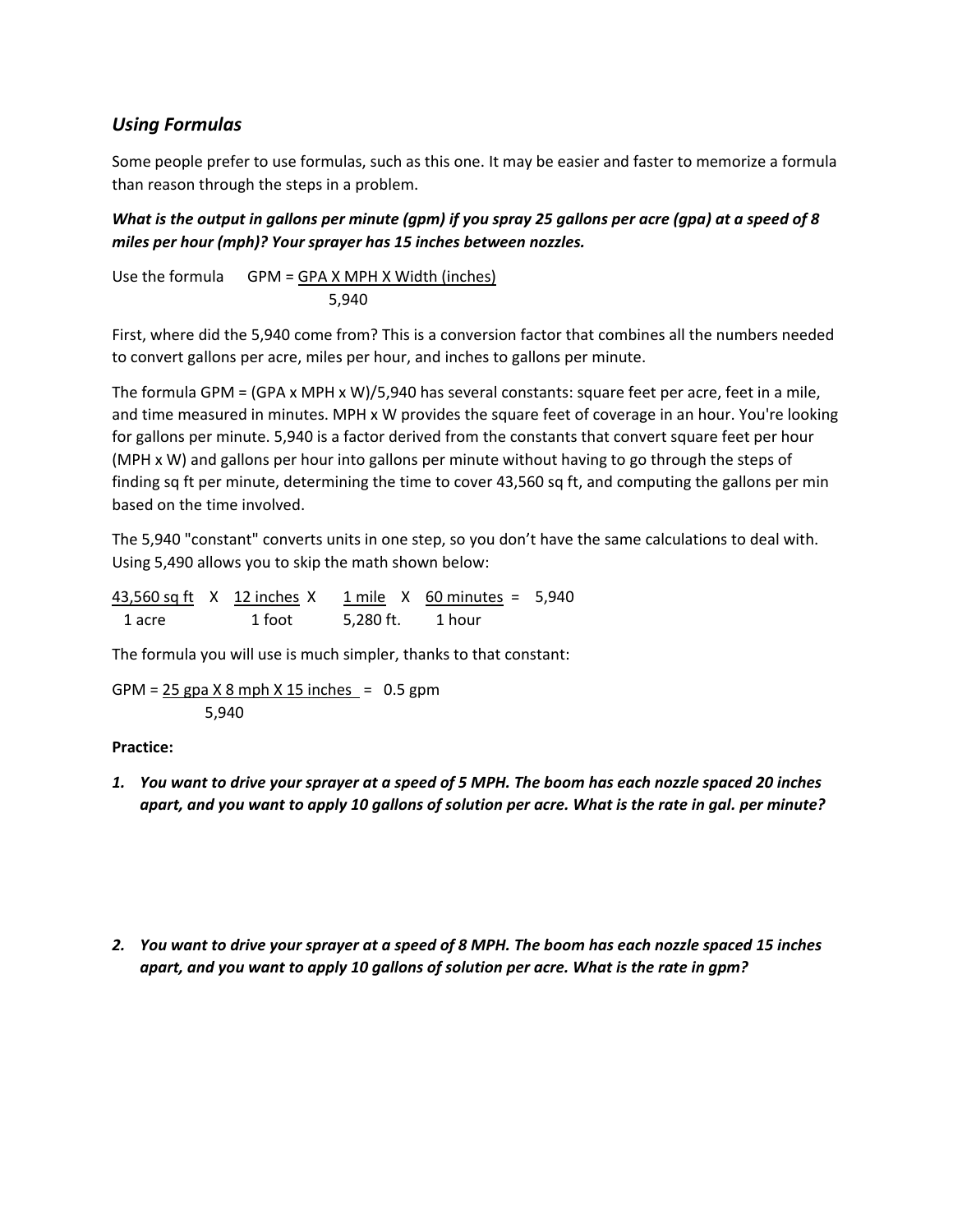## *Using Formulas*

Some people prefer to use formulas, such as this one. It may be easier and faster to memorize a formula than reason through the steps in a problem.

***What is the output in gallons per minute (gpm) if you spray 25 gallons per acre (gpa) at a speed of 8 miles per hour (mph)? Your sprayer has 15 inches between nozzles.***

Use the formula

$$GPM = \frac{GPA \times MPH \times Width\ (inches)}{5{,}940}$$

First, where did the 5,940 come from? This is a conversion factor that combines all the numbers needed to convert gallons per acre, miles per hour, and inches to gallons per minute.

The formula GPM = (GPA x MPH x W)/5,940 has several constants: square feet per acre, feet in a mile, and time measured in minutes. MPH x W provides the square feet of coverage in an hour. You're looking for gallons per minute. 5,940 is a factor derived from the constants that convert square feet per hour (MPH x W) and gallons per hour into gallons per minute without having to go through the steps of finding sq ft per minute, determining the time to cover 43,560 sq ft, and computing the gallons per min based on the time involved.

The 5,940 "constant" converts units in one step, so you don't have the same calculations to deal with. Using 5,490 allows you to skip the math shown below:

$$\frac{43{,}560\ sq\ ft}{1\ acre} \times \frac{12\ inches}{1\ foot} \times \frac{1\ mile}{5{,}280\ ft.} \times \frac{60\ minutes}{1\ hour} = 5{,}940$$

The formula you will use is much simpler, thanks to that constant:

$$GPM = \frac{25\ gpa \times 8\ mph \times 15\ inches}{5{,}940} = 0.5\ gpm$$

**Practice:**

1. ***You want to drive your sprayer at a speed of 5 MPH. The boom has each nozzle spaced 20 inches apart, and you want to apply 10 gallons of solution per acre. What is the rate in gal. per minute?***

2. ***You want to drive your sprayer at a speed of 8 MPH. The boom has each nozzle spaced 15 inches apart, and you want to apply 10 gallons of solution per acre. What is the rate in gpm?***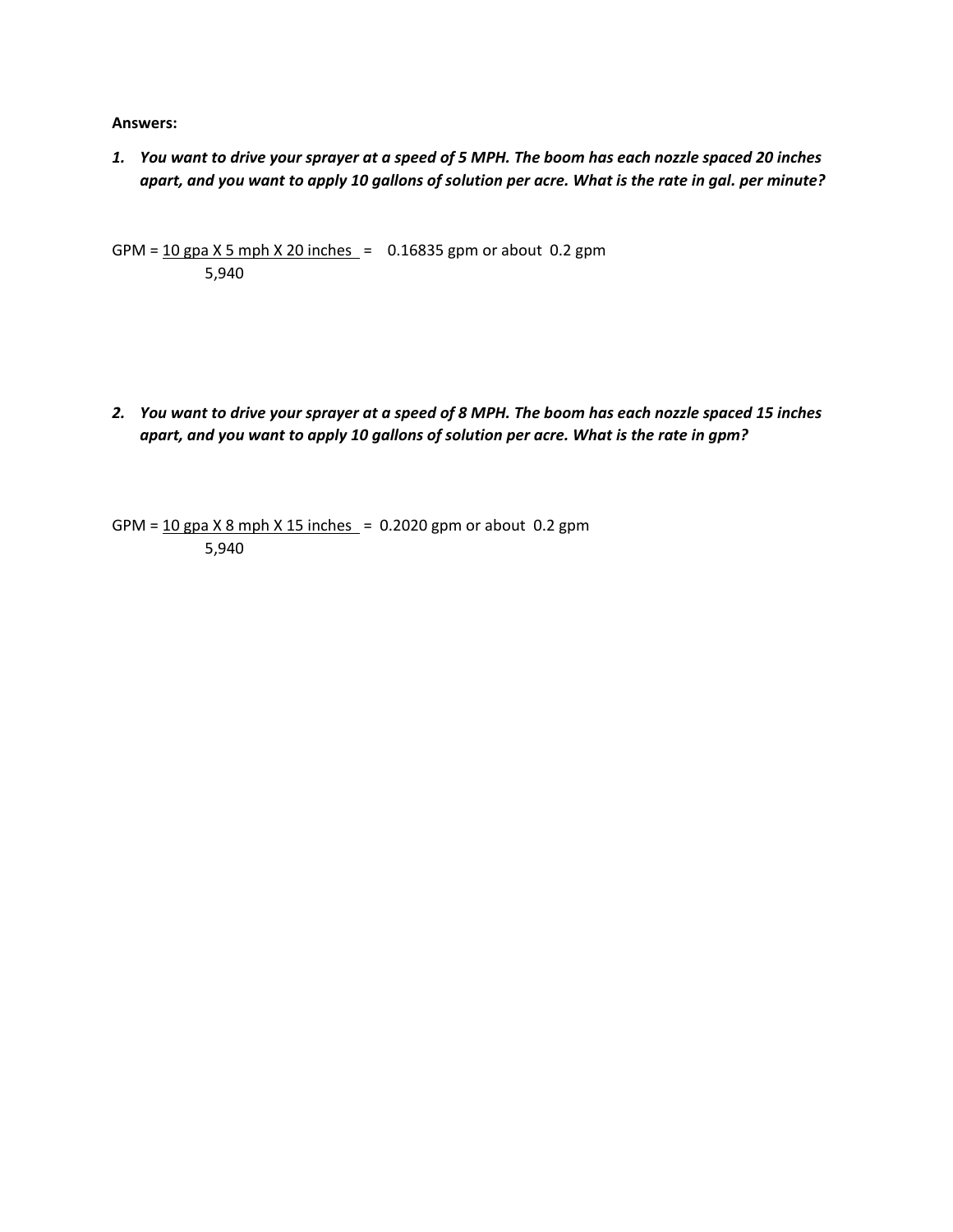**Answers:**

1. ***You want to drive your sprayer at a speed of 5 MPH. The boom has each nozzle spaced 20 inches apart, and you want to apply 10 gallons of solution per acre. What is the rate in gal. per minute?***

$$\text{GPM} = \frac{\text{10 gpa X 5 mph X 20 inches}}{\text{5,940}} = \text{0.16835 gpm or about 0.2 gpm}$$

2. ***You want to drive your sprayer at a speed of 8 MPH. The boom has each nozzle spaced 15 inches apart, and you want to apply 10 gallons of solution per acre. What is the rate in gpm?***

$$\text{GPM} = \frac{\text{10 gpa X 8 mph X 15 inches}}{\text{5,940}} = \text{0.2020 gpm or about 0.2 gpm}$$